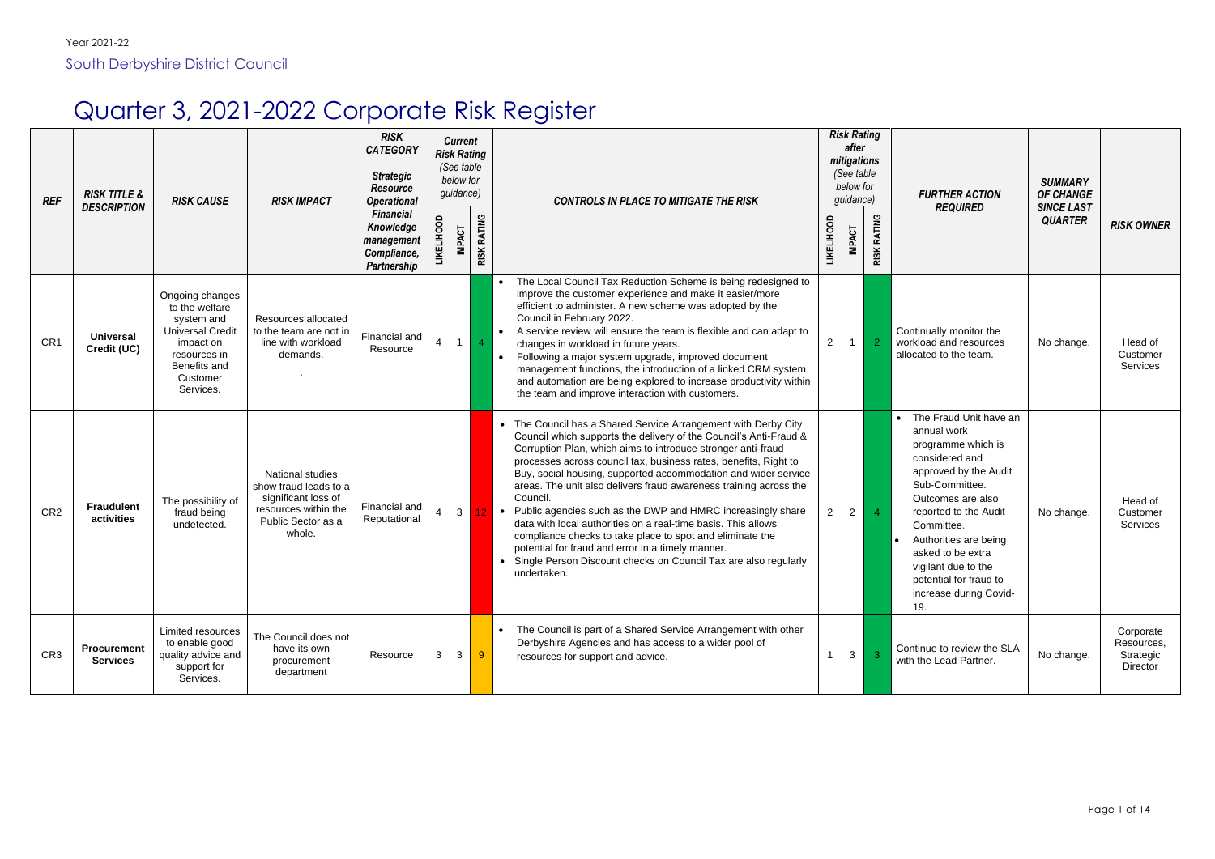Year 2021-22

South Derbyshire District Council

# Quarter 3, 2021-2022 Corporate Risk Register

| REF | RISK TITLE & DESCRIPTION | RISK CAUSE | RISK IMPACT | RISK CATEGORY Strategic Resource Operational Financial Knowledge management Compliance, Partnership | Current Risk Rating (See table below for guidance) | | | CONTROLS IN PLACE TO MITIGATE THE RISK | Risk Rating after mitigations (See table below for guidance) | | | FURTHER ACTION REQUIRED | SUMMARY OF CHANGE SINCE LAST QUARTER | RISK OWNER |
|---|---|---|---|---|---|---|---|---|---|---|---|---|---|---|
| | | | | | LIKELIHOOD | IMPACT | RISK RATING | | LIKELIHOOD | IMPACT | RISK RATING | | | |
| CR1 | **Universal Credit (UC)** | Ongoing changes to the welfare system and Universal Credit impact on resources in Benefits and Customer Services. | Resources allocated to the team are not in line with workload demands. . | Financial and Resource | 4 | 1 | 4 | • The Local Council Tax Reduction Scheme is being redesigned to improve the customer experience and make it easier/more efficient to administer. A new scheme was adopted by the Council in February 2022.<br>• A service review will ensure the team is flexible and can adapt to changes in workload in future years.<br>• Following a major system upgrade, improved document management functions, the introduction of a linked CRM system and automation are being explored to increase productivity within the team and improve interaction with customers. | 2 | 1 | 2 | Continually monitor the workload and resources allocated to the team. | No change. | Head of Customer Services |
| CR2 | **Fraudulent activities** | The possibility of fraud being undetected. | National studies show fraud leads to a significant loss of resources within the Public Sector as a whole. | Financial and Reputational | 4 | 3 | 12 | • The Council has a Shared Service Arrangement with Derby City Council which supports the delivery of the Council's Anti-Fraud & Corruption Plan, which aims to introduce stronger anti-fraud processes across council tax, business rates, benefits, Right to Buy, social housing, supported accommodation and wider service areas. The unit also delivers fraud awareness training across the Council.<br>• Public agencies such as the DWP and HMRC increasingly share data with local authorities on a real-time basis. This allows compliance checks to take place to spot and eliminate the potential for fraud and error in a timely manner.<br>• Single Person Discount checks on Council Tax are also regularly undertaken. | 2 | 2 | 4 | • The Fraud Unit have an annual work programme which is considered and approved by the Audit Sub-Committee. Outcomes are also reported to the Audit Committee.<br>• Authorities are being asked to be extra vigilant due to the potential for fraud to increase during Covid-19. | No change. | Head of Customer Services |
| CR3 | **Procurement Services** | Limited resources to enable good quality advice and support for Services. | The Council does not have its own procurement department | Resource | 3 | 3 | 9 | • The Council is part of a Shared Service Arrangement with other Derbyshire Agencies and has access to a wider pool of resources for support and advice. | 1 | 3 | 3 | Continue to review the SLA with the Lead Partner. | No change. | Corporate Resources, Strategic Director |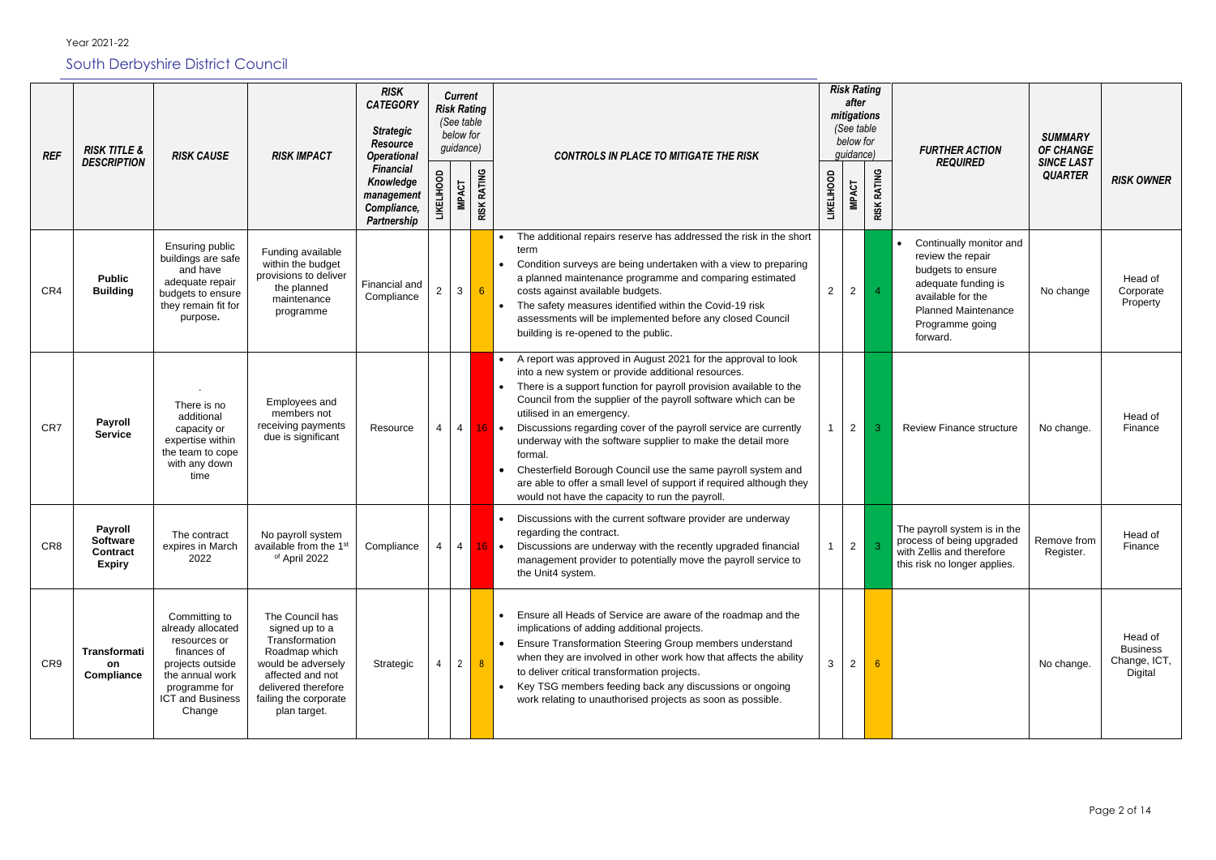Year 2021-22

# South Derbyshire District Council

| REF | RISK TITLE & DESCRIPTION | RISK CAUSE | RISK IMPACT | RISK CATEGORY Strategic Resource Operational Financial Knowledge management Compliance, Partnership | Current Risk Rating (See table below for guidance) | | | CONTROLS IN PLACE TO MITIGATE THE RISK | Risk Rating after mitigations (See table below for guidance) | | | FURTHER ACTION REQUIRED | SUMMARY OF CHANGE SINCE LAST QUARTER | RISK OWNER |
|---|---|---|---|---|---|---|---|---|---|---|---|---|---|---|
| | | | | | LIKELIHOOD | IMPACT | RISK RATING | | LIKELIHOOD | IMPACT | RISK RATING | | | |
| CR4 | **Public Building** | Ensuring public buildings are safe and have adequate repair budgets to ensure they remain fit for purpose**.** | Funding available within the budget provisions to deliver the planned maintenance programme | Financial and Compliance | 2 | 3 | 6 | • The additional repairs reserve has addressed the risk in the short term<br>• Condition surveys are being undertaken with a view to preparing a planned maintenance programme and comparing estimated costs against available budgets.<br>• The safety measures identified within the Covid-19 risk assessments will be implemented before any closed Council building is re-opened to the public. | 2 | 2 | 4 | • Continually monitor and review the repair budgets to ensure adequate funding is available for the Planned Maintenance Programme going forward. | No change | Head of Corporate Property |
| CR7 | **Payroll Service** | . There is no additional capacity or expertise within the team to cope with any down time | Employees and members not receiving payments due is significant | Resource | 4 | 4 | 16 | • A report was approved in August 2021 for the approval to look into a new system or provide additional resources.<br>• There is a support function for payroll provision available to the Council from the supplier of the payroll software which can be utilised in an emergency.<br>• Discussions regarding cover of the payroll service are currently underway with the software supplier to make the detail more formal.<br>• Chesterfield Borough Council use the same payroll system and are able to offer a small level of support if required although they would not have the capacity to run the payroll. | 1 | 2 | 3 | Review Finance structure | No change. | Head of Finance |
| CR8 | **Payroll Software Contract Expiry** | The contract expires in March 2022 | No payroll system available from the 1st of April 2022 | Compliance | 4 | 4 | 16 | • Discussions with the current software provider are underway regarding the contract.<br>• Discussions are underway with the recently upgraded financial management provider to potentially move the payroll service to the Unit4 system. | 1 | 2 | 3 | The payroll system is in the process of being upgraded with Zellis and therefore this risk no longer applies. | Remove from Register. | Head of Finance |
| CR9 | **Transformation Compliance** | Committing to already allocated resources or finances of projects outside the annual work programme for ICT and Business Change | The Council has signed up to a Transformation Roadmap which would be adversely affected and not delivered therefore failing the corporate plan target. | Strategic | 4 | 2 | 8 | • Ensure all Heads of Service are aware of the roadmap and the implications of adding additional projects.<br>• Ensure Transformation Steering Group members understand when they are involved in other work how that affects the ability to deliver critical transformation projects.<br>• Key TSG members feeding back any discussions or ongoing work relating to unauthorised projects as soon as possible. | 3 | 2 | 6 | | No change. | Head of Business Change, ICT, Digital |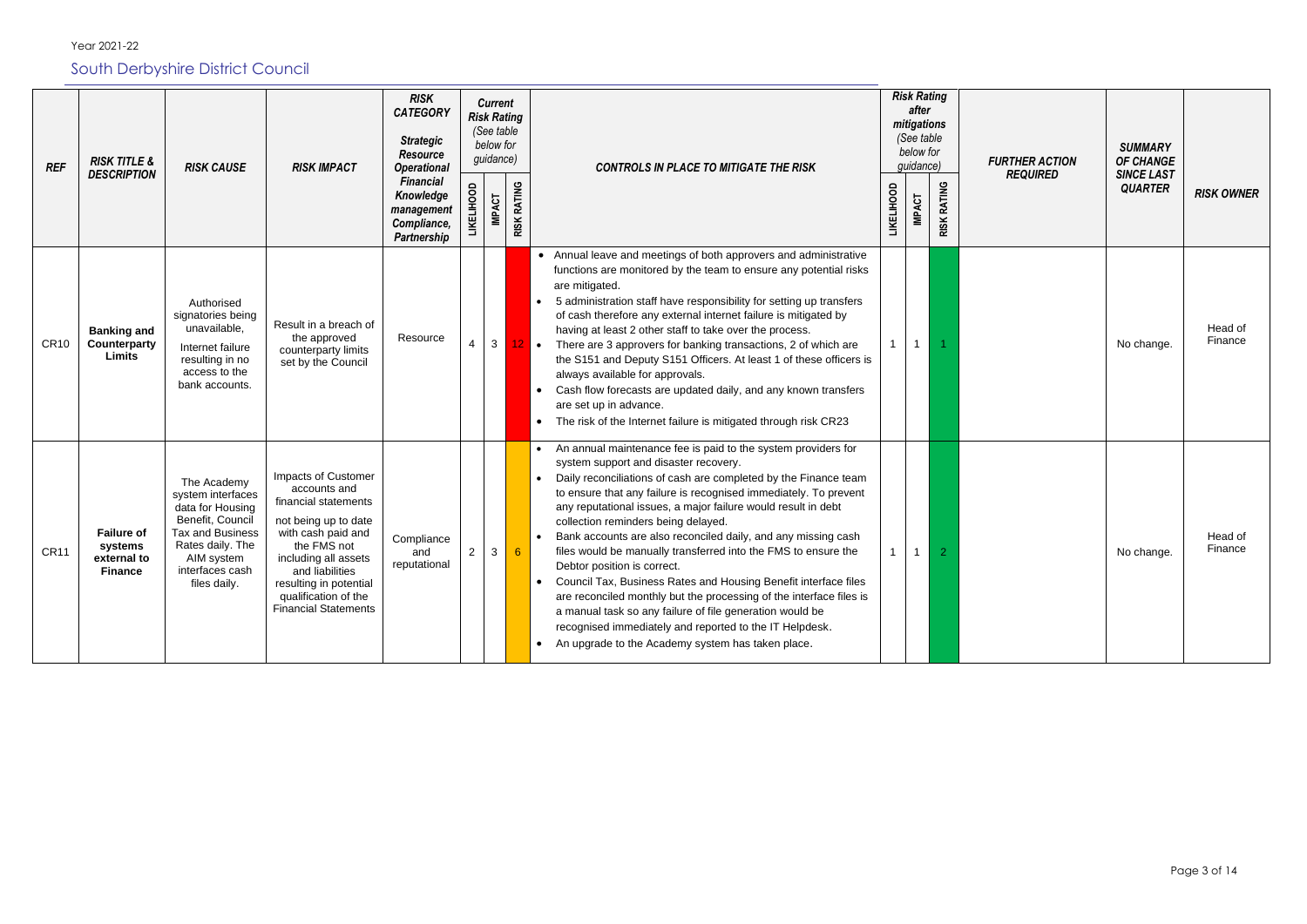Year 2021-22

## South Derbyshire District Council

| REF | RISK TITLE & DESCRIPTION | RISK CAUSE | RISK IMPACT | RISK CATEGORY Strategic Resource Operational Financial Knowledge management Compliance, Partnership | Current Risk Rating (See table below for guidance) | | | CONTROLS IN PLACE TO MITIGATE THE RISK | Risk Rating after mitigations (See table below for guidance) | | | FURTHER ACTION REQUIRED | SUMMARY OF CHANGE SINCE LAST QUARTER | RISK OWNER |
|---|---|---|---|---|---|---|---|---|---|---|---|---|---|---|
| | | | | | LIKELIHOOD | IMPACT | RISK RATING | | LIKELIHOOD | IMPACT | RISK RATING | | | |
| CR10 | **Banking and Counterparty Limits** | Authorised signatories being unavailable, Internet failure resulting in no access to the bank accounts. | Result in a breach of the approved counterparty limits set by the Council | Resource | 4 | 3 | 12 | • Annual leave and meetings of both approvers and administrative functions are monitored by the team to ensure any potential risks are mitigated.<br>• 5 administration staff have responsibility for setting up transfers of cash therefore any external internet failure is mitigated by having at least 2 other staff to take over the process.<br>• There are 3 approvers for banking transactions, 2 of which are the S151 and Deputy S151 Officers. At least 1 of these officers is always available for approvals.<br>• Cash flow forecasts are updated daily, and any known transfers are set up in advance.<br>• The risk of the Internet failure is mitigated through risk CR23 | 1 | 1 | 1 | | No change. | Head of Finance |
| CR11 | **Failure of systems external to Finance** | The Academy system interfaces data for Housing Benefit, Council Tax and Business Rates daily. The AIM system interfaces cash files daily. | Impacts of Customer accounts and financial statements not being up to date with cash paid and the FMS not including all assets and liabilities resulting in potential qualification of the Financial Statements | Compliance and reputational | 2 | 3 | 6 | • An annual maintenance fee is paid to the system providers for system support and disaster recovery.<br>• Daily reconciliations of cash are completed by the Finance team to ensure that any failure is recognised immediately. To prevent any reputational issues, a major failure would result in debt collection reminders being delayed.<br>• Bank accounts are also reconciled daily, and any missing cash files would be manually transferred into the FMS to ensure the Debtor position is correct.<br>• Council Tax, Business Rates and Housing Benefit interface files are reconciled monthly but the processing of the interface files is a manual task so any failure of file generation would be recognised immediately and reported to the IT Helpdesk.<br>• An upgrade to the Academy system has taken place. | 1 | 1 | 2 | | No change. | Head of Finance |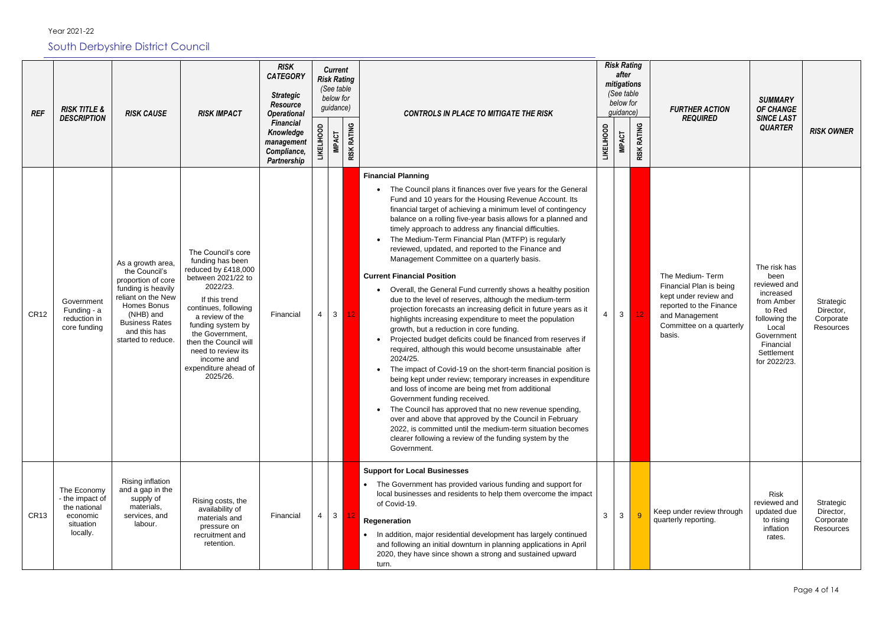Year 2021-22

## South Derbyshire District Council

| REF | RISK TITLE & DESCRIPTION | RISK CAUSE | RISK IMPACT | RISK CATEGORY Strategic Resource Operational Financial Knowledge management Compliance, Partnership | Current Risk Rating (See table below for guidance) | | | CONTROLS IN PLACE TO MITIGATE THE RISK | Risk Rating after mitigations (See table below for guidance) | | | FURTHER ACTION REQUIRED | SUMMARY OF CHANGE SINCE LAST QUARTER | RISK OWNER |
|---|---|---|---|---|---|---|---|---|---|---|---|---|---|---|
| | | | | | LIKELIHOOD | IMPACT | RISK RATING | | LIKELIHOOD | IMPACT | RISK RATING | | | |
| CR12 | Government Funding - a reduction in core funding | As a growth area, the Council's proportion of core funding is heavily reliant on the New Homes Bonus (NHB) and Business Rates and this has started to reduce. | The Council's core funding has been reduced by £418,000 between 2021/22 to 2022/23.<br><br>If this trend continues, following a review of the funding system by the Government, then the Council will need to review its income and expenditure ahead of 2025/26. | Financial | 4 | 3 | 12 | **Financial Planning**<br>• The Council plans it finances over five years for the General Fund and 10 years for the Housing Revenue Account. Its financial target of achieving a minimum level of contingency balance on a rolling five-year basis allows for a planned and timely approach to address any financial difficulties.<br>• The Medium-Term Financial Plan (MTFP) is regularly reviewed, updated, and reported to the Finance and Management Committee on a quarterly basis.<br><br>**Current Financial Position**<br>• Overall, the General Fund currently shows a healthy position due to the level of reserves, although the medium-term projection forecasts an increasing deficit in future years as it highlights increasing expenditure to meet the population growth, but a reduction in core funding.<br>• Projected budget deficits could be financed from reserves if required, although this would become unsustainable after 2024/25.<br>• The impact of Covid-19 on the short-term financial position is being kept under review; temporary increases in expenditure and loss of income are being met from additional Government funding received.<br>• The Council has approved that no new revenue spending, over and above that approved by the Council in February 2022, is committed until the medium-term situation becomes clearer following a review of the funding system by the Government. | 4 | 3 | 12 | The Medium- Term Financial Plan is being kept under review and reported to the Finance and Management Committee on a quarterly basis. | The risk has been reviewed and increased from Amber to Red following the Local Government Financial Settlement for 2022/23. | Strategic Director, Corporate Resources |
| CR13 | The Economy - the impact of the national economic situation locally. | Rising inflation and a gap in the supply of materials, services, and labour. | Rising costs, the availability of materials and pressure on recruitment and retention. | Financial | 4 | 3 | 12 | **Support for Local Businesses**<br>• The Government has provided various funding and support for local businesses and residents to help them overcome the impact of Covid-19.<br><br>**Regeneration**<br>• In addition, major residential development has largely continued and following an initial downturn in planning applications in April 2020, they have since shown a strong and sustained upward turn. | 3 | 3 | 9 | Keep under review through quarterly reporting. | Risk reviewed and updated due to rising inflation rates. | Strategic Director, Corporate Resources |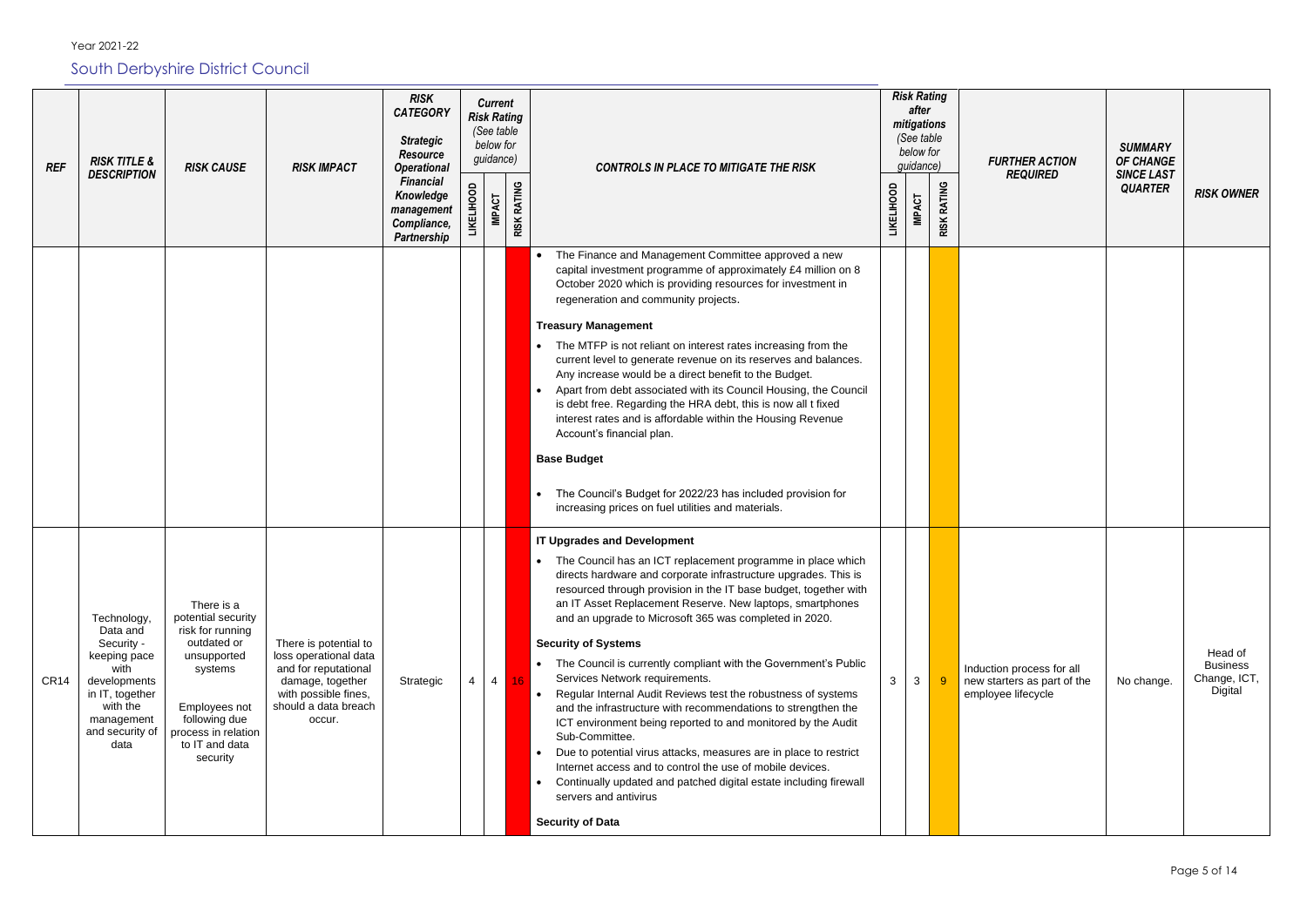Year 2021-22

## South Derbyshire District Council

| REF | RISK TITLE & DESCRIPTION | RISK CAUSE | RISK IMPACT | RISK CATEGORY Strategic Resource Operational Financial Knowledge management Compliance, Partnership | Current Risk Rating (See table below for guidance) | | | CONTROLS IN PLACE TO MITIGATE THE RISK | Risk Rating after mitigations (See table below for guidance) | | | FURTHER ACTION REQUIRED | SUMMARY OF CHANGE SINCE LAST QUARTER | RISK OWNER |
|---|---|---|---|---|---|---|---|---|---|---|---|---|---|---|
| | | | | | LIKELIHOOD | IMPACT | RISK RATING | | LIKELIHOOD | IMPACT | RISK RATING | | | |
| | | | | | | | | • The Finance and Management Committee approved a new capital investment programme of approximately £4 million on 8 October 2020 which is providing resources for investment in regeneration and community projects.<br><br>**Treasury Management**<br>• The MTFP is not reliant on interest rates increasing from the current level to generate revenue on its reserves and balances. Any increase would be a direct benefit to the Budget.<br>• Apart from debt associated with its Council Housing, the Council is debt free. Regarding the HRA debt, this is now all t fixed interest rates and is affordable within the Housing Revenue Account's financial plan.<br><br>**Base Budget**<br>• The Council's Budget for 2022/23 has included provision for increasing prices on fuel utilities and materials. | | | | | | |
| CR14 | Technology, Data and Security - keeping pace with developments in IT, together with the management and security of data | There is a potential security risk for running outdated or unsupported systems<br><br>Employees not following due process in relation to IT and data security | There is potential to loss operational data and for reputational damage, together with possible fines, should a data breach occur. | Strategic | 4 | 4 | 16 | **IT Upgrades and Development**<br>• The Council has an ICT replacement programme in place which directs hardware and corporate infrastructure upgrades. This is resourced through provision in the IT base budget, together with an IT Asset Replacement Reserve. New laptops, smartphones and an upgrade to Microsoft 365 was completed in 2020.<br><br>**Security of Systems**<br>• The Council is currently compliant with the Government's Public Services Network requirements.<br>• Regular Internal Audit Reviews test the robustness of systems and the infrastructure with recommendations to strengthen the ICT environment being reported to and monitored by the Audit Sub-Committee.<br>• Due to potential virus attacks, measures are in place to restrict Internet access and to control the use of mobile devices.<br>• Continually updated and patched digital estate including firewall servers and antivirus<br><br>**Security of Data** | 3 | 3 | 9 | Induction process for all new starters as part of the employee lifecycle | No change. | Head of Business Change, ICT, Digital |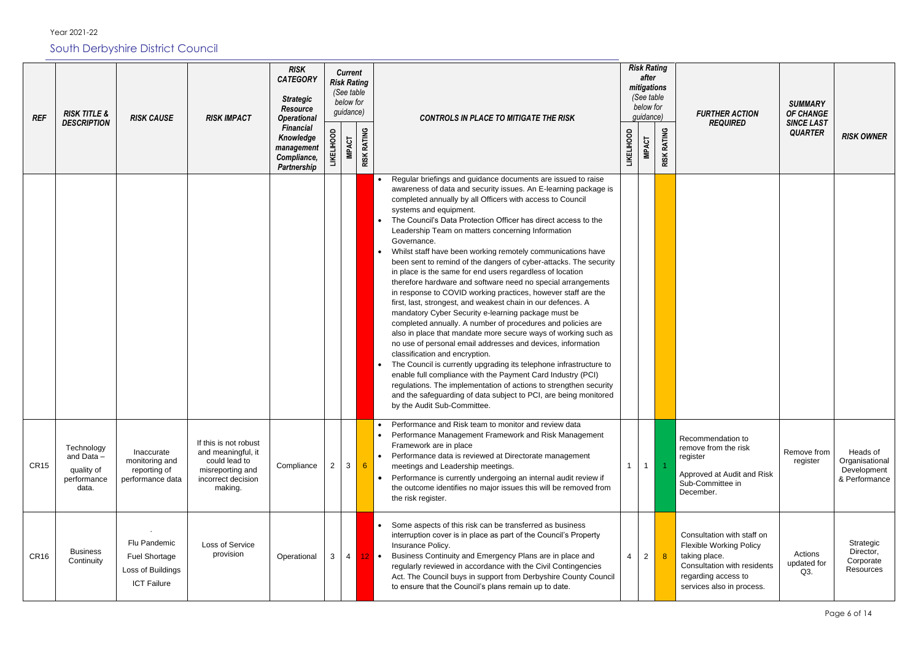Year 2021-22

## South Derbyshire District Council

| REF | RISK TITLE & DESCRIPTION | RISK CAUSE | RISK IMPACT | RISK CATEGORY Strategic Resource Operational Financial Knowledge management Compliance, Partnership | Current Risk Rating (See table below for guidance) | | | CONTROLS IN PLACE TO MITIGATE THE RISK | Risk Rating after mitigations (See table below for guidance) | | | FURTHER ACTION REQUIRED | SUMMARY OF CHANGE SINCE LAST QUARTER | RISK OWNER |
|---|---|---|---|---|---|---|---|---|---|---|---|---|---|---|
| | | | | | LIKELIHOOD | IMPACT | RISK RATING | | LIKELIHOOD | IMPACT | RISK RATING | | | |
| | | | | | | | | • Regular briefings and guidance documents are issued to raise awareness of data and security issues. An E-learning package is completed annually by all Officers with access to Council systems and equipment.<br>• The Council's Data Protection Officer has direct access to the Leadership Team on matters concerning Information Governance.<br>• Whilst staff have been working remotely communications have been sent to remind of the dangers of cyber-attacks. The security in place is the same for end users regardless of location therefore hardware and software need no special arrangements in response to COVID working practices, however staff are the first, last, strongest, and weakest chain in our defences. A mandatory Cyber Security e-learning package must be completed annually. A number of procedures and policies are also in place that mandate more secure ways of working such as no use of personal email addresses and devices, information classification and encryption.<br>• The Council is currently upgrading its telephone infrastructure to enable full compliance with the Payment Card Industry (PCI) regulations. The implementation of actions to strengthen security and the safeguarding of data subject to PCI, are being monitored by the Audit Sub-Committee. | | | | | | |
| CR15 | Technology and Data – quality of performance data. | Inaccurate monitoring and reporting of performance data | If this is not robust and meaningful, it could lead to misreporting and incorrect decision making. | Compliance | 2 | 3 | 6 | • Performance and Risk team to monitor and review data<br>• Performance Management Framework and Risk Management Framework are in place<br>• Performance data is reviewed at Directorate management meetings and Leadership meetings.<br>• Performance is currently undergoing an internal audit review if the outcome identifies no major issues this will be removed from the risk register. | 1 | 1 | 1 | Recommendation to remove from the risk register<br><br>Approved at Audit and Risk Sub-Committee in December. | Remove from register | Heads of Organisational Development & Performance |
| CR16 | Business Continuity | .<br>Flu Pandemic<br>Fuel Shortage<br>Loss of Buildings<br>ICT Failure | Loss of Service provision | Operational | 3 | 4 | 12 | • Some aspects of this risk can be transferred as business interruption cover is in place as part of the Council's Property Insurance Policy.<br>• Business Continuity and Emergency Plans are in place and regularly reviewed in accordance with the Civil Contingencies Act. The Council buys in support from Derbyshire County Council to ensure that the Council's plans remain up to date. | 4 | 2 | 8 | Consultation with staff on Flexible Working Policy taking place.<br>Consultation with residents regarding access to services also in process. | Actions updated for Q3. | Strategic Director, Corporate Resources |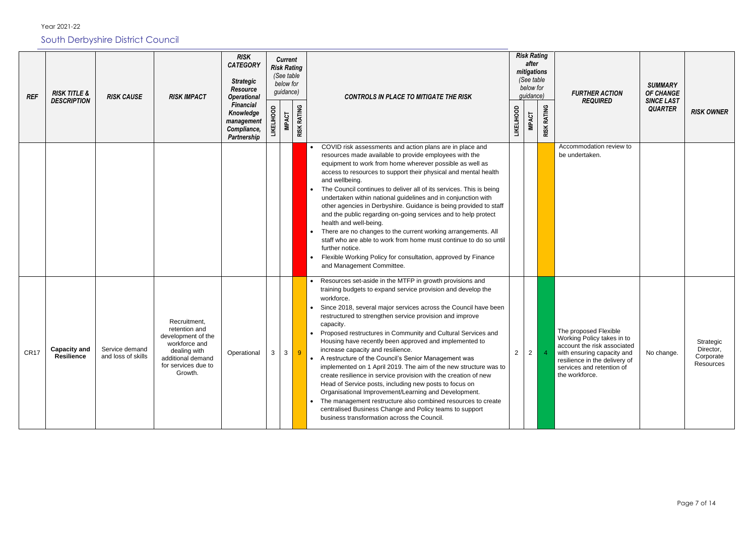Year 2021-22

# South Derbyshire District Council

| REF | RISK TITLE & DESCRIPTION | RISK CAUSE | RISK IMPACT | RISK CATEGORY Strategic Resource Operational Financial Knowledge management Compliance, Partnership | Current Risk Rating (See table below for guidance) | | | CONTROLS IN PLACE TO MITIGATE THE RISK | Risk Rating after mitigations (See table below for guidance) | | | FURTHER ACTION REQUIRED | SUMMARY OF CHANGE SINCE LAST QUARTER | RISK OWNER |
|---|---|---|---|---|---|---|---|---|---|---|---|---|---|---|
| | | | | | LIKELIHOOD | IMPACT | RISK RATING | | LIKELIHOOD | IMPACT | RISK RATING | | | |
| | | | | | | | | • COVID risk assessments and action plans are in place and resources made available to provide employees with the equipment to work from home wherever possible as well as access to resources to support their physical and mental health and wellbeing.<br>• The Council continues to deliver all of its services. This is being undertaken within national guidelines and in conjunction with other agencies in Derbyshire. Guidance is being provided to staff and the public regarding on-going services and to help protect health and well-being.<br>• There are no changes to the current working arrangements. All staff who are able to work from home must continue to do so until further notice.<br>• Flexible Working Policy for consultation, approved by Finance and Management Committee. | | | | Accommodation review to be undertaken. | | |
| CR17 | **Capacity and Resilience** | Service demand and loss of skills | Recruitment, retention and development of the workforce and dealing with additional demand for services due to Growth. | Operational | 3 | 3 | 9 | • Resources set-aside in the MTFP in growth provisions and training budgets to expand service provision and develop the workforce.<br>• Since 2018, several major services across the Council have been restructured to strengthen service provision and improve capacity.<br>• Proposed restructures in Community and Cultural Services and Housing have recently been approved and implemented to increase capacity and resilience.<br>• A restructure of the Council's Senior Management was implemented on 1 April 2019. The aim of the new structure was to create resilience in service provision with the creation of new Head of Service posts, including new posts to focus on Organisational Improvement/Learning and Development.<br>• The management restructure also combined resources to create centralised Business Change and Policy teams to support business transformation across the Council. | 2 | 2 | 4 | The proposed Flexible Working Policy takes in to account the risk associated with ensuring capacity and resilience in the delivery of services and retention of the workforce. | No change. | Strategic Director, Corporate Resources |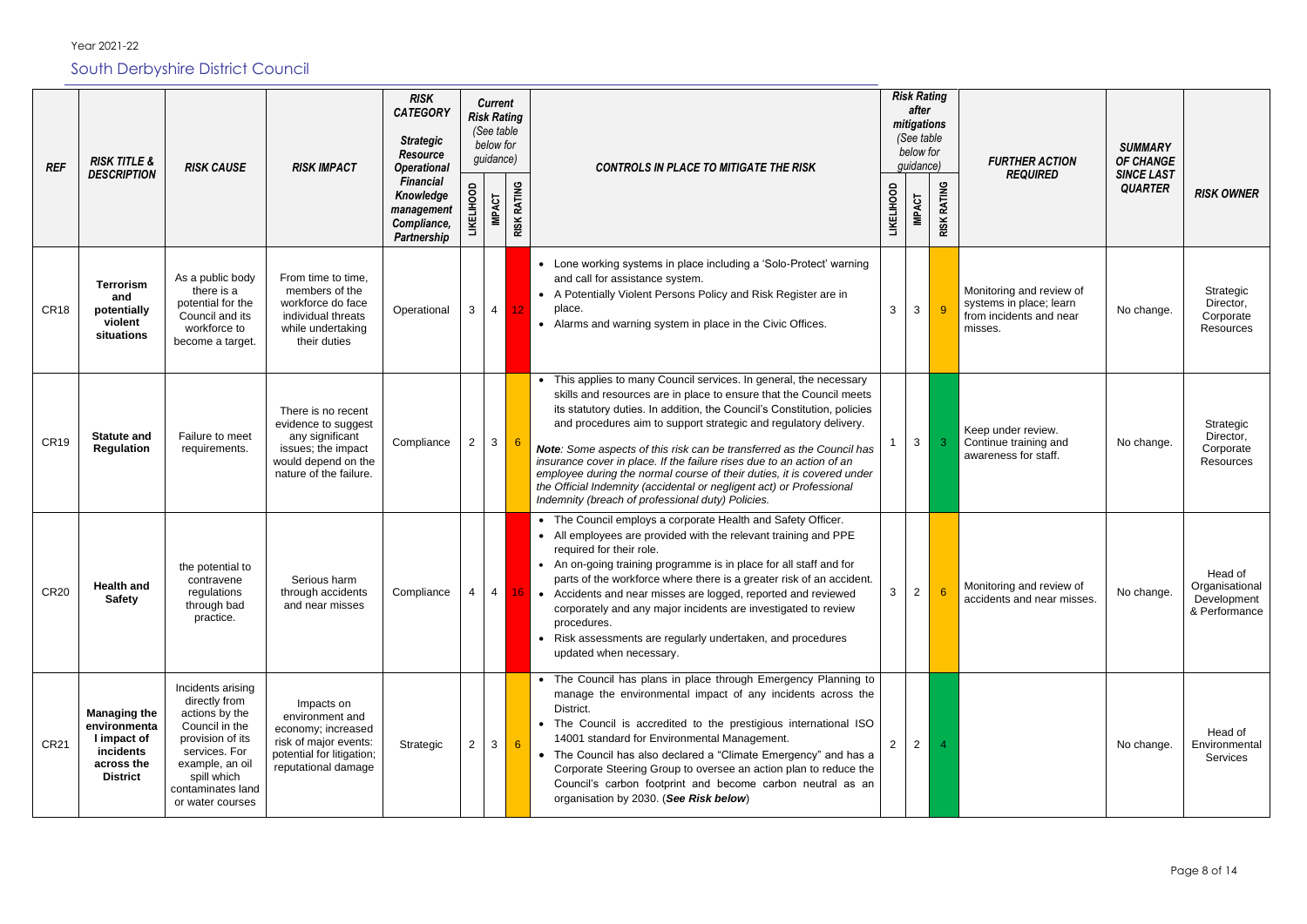Year 2021-22

## South Derbyshire District Council

| REF | RISK TITLE & DESCRIPTION | RISK CAUSE | RISK IMPACT | RISK CATEGORY Strategic Resource Operational Financial Knowledge management Compliance, Partnership | Current Risk Rating (See table below for guidance) | | | CONTROLS IN PLACE TO MITIGATE THE RISK | Risk Rating after mitigations (See table below for guidance) | | | FURTHER ACTION REQUIRED | SUMMARY OF CHANGE SINCE LAST QUARTER | RISK OWNER |
|---|---|---|---|---|---|---|---|---|---|---|---|---|---|---|
| | | | | | LIKELIHOOD | IMPACT | RISK RATING | | LIKELIHOOD | IMPACT | RISK RATING | | | |
| CR18 | **Terrorism and potentially violent situations** | As a public body there is a potential for the Council and its workforce to become a target. | From time to time, members of the workforce do face individual threats while undertaking their duties | Operational | 3 | 4 | 12 | • Lone working systems in place including a 'Solo-Protect' warning and call for assistance system.<br>• A Potentially Violent Persons Policy and Risk Register are in place.<br>• Alarms and warning system in place in the Civic Offices. | 3 | 3 | 9 | Monitoring and review of systems in place; learn from incidents and near misses. | No change. | Strategic Director, Corporate Resources |
| CR19 | **Statute and Regulation** | Failure to meet requirements. | There is no recent evidence to suggest any significant issues; the impact would depend on the nature of the failure. | Compliance | 2 | 3 | 6 | • This applies to many Council services. In general, the necessary skills and resources are in place to ensure that the Council meets its statutory duties. In addition, the Council's Constitution, policies and procedures aim to support strategic and regulatory delivery.<br><br>***Note**: Some aspects of this risk can be transferred as the Council has insurance cover in place. If the failure rises due to an action of an employee during the normal course of their duties, it is covered under the Official Indemnity (accidental or negligent act) or Professional Indemnity (breach of professional duty) Policies.* | 1 | 3 | 3 | Keep under review. Continue training and awareness for staff. | No change. | Strategic Director, Corporate Resources |
| CR20 | **Health and Safety** | the potential to contravene regulations through bad practice. | Serious harm through accidents and near misses | Compliance | 4 | 4 | 16 | • The Council employs a corporate Health and Safety Officer.<br>• All employees are provided with the relevant training and PPE required for their role.<br>• An on-going training programme is in place for all staff and for parts of the workforce where there is a greater risk of an accident.<br>• Accidents and near misses are logged, reported and reviewed corporately and any major incidents are investigated to review procedures.<br>• Risk assessments are regularly undertaken, and procedures updated when necessary. | 3 | 2 | 6 | Monitoring and review of accidents and near misses. | No change. | Head of Organisational Development & Performance |
| CR21 | **Managing the environmental impact of incidents across the District** | Incidents arising directly from actions by the Council in the provision of its services. For example, an oil spill which contaminates land or water courses | Impacts on environment and economy; increased risk of major events: potential for litigation; reputational damage | Strategic | 2 | 3 | 6 | • The Council has plans in place through Emergency Planning to manage the environmental impact of any incidents across the District.<br>• The Council is accredited to the prestigious international ISO 14001 standard for Environmental Management.<br>• The Council has also declared a "Climate Emergency" and has a Corporate Steering Group to oversee an action plan to reduce the Council's carbon footprint and become carbon neutral as an organisation by 2030. (***See Risk below***) | 2 | 2 | 4 | | No change. | Head of Environmental Services |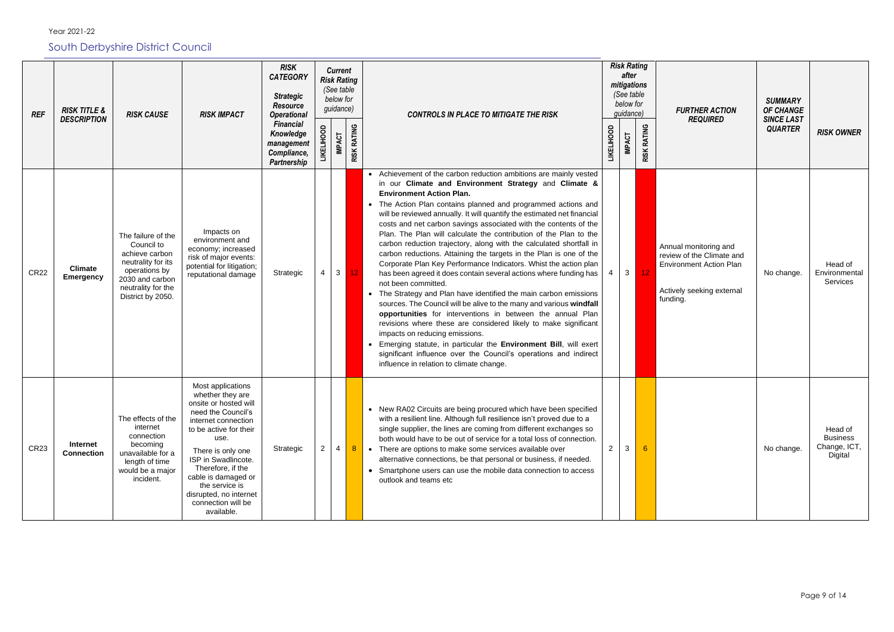Year 2021-22

## South Derbyshire District Council

| REF | RISK TITLE & DESCRIPTION | RISK CAUSE | RISK IMPACT | RISK CATEGORY Strategic Resource Operational Financial Knowledge management Compliance, Partnership | Current Risk Rating (See table below for guidance) | | | CONTROLS IN PLACE TO MITIGATE THE RISK | Risk Rating after mitigations (See table below for guidance) | | | FURTHER ACTION REQUIRED | SUMMARY OF CHANGE SINCE LAST QUARTER | RISK OWNER |
|---|---|---|---|---|---|---|---|---|---|---|---|---|---|---|
| | | | | | LIKELIHOOD | IMPACT | RISK RATING | | LIKELIHOOD | IMPACT | RISK RATING | | | |
| CR22 | **Climate Emergency** | The failure of the Council to achieve carbon neutrality for its operations by 2030 and carbon neutrality for the District by 2050. | Impacts on environment and economy; increased risk of major events: potential for litigation; reputational damage | Strategic | 4 | 3 | 12 | • Achievement of the carbon reduction ambitions are mainly vested in our **Climate and Environment Strategy** and **Climate & Environment Action Plan.**<br>• The Action Plan contains planned and programmed actions and will be reviewed annually. It will quantify the estimated net financial costs and net carbon savings associated with the contents of the Plan. The Plan will calculate the contribution of the Plan to the carbon reduction trajectory, along with the calculated shortfall in carbon reductions. Attaining the targets in the Plan is one of the Corporate Plan Key Performance Indicators. Whist the action plan has been agreed it does contain several actions where funding has not been committed.<br>• The Strategy and Plan have identified the main carbon emissions sources. The Council will be alive to the many and various **windfall opportunities** for interventions in between the annual Plan revisions where these are considered likely to make significant impacts on reducing emissions.<br>• Emerging statute, in particular the **Environment Bill**, will exert significant influence over the Council's operations and indirect influence in relation to climate change. | 4 | 3 | 12 | Annual monitoring and review of the Climate and Environment Action Plan<br><br>Actively seeking external funding. | No change. | Head of Environmental Services |
| CR23 | **Internet Connection** | The effects of the internet connection becoming unavailable for a length of time would be a major incident. | Most applications whether they are onsite or hosted will need the Council's internet connection to be active for their use.<br><br>There is only one ISP in Swadlincote. Therefore, if the cable is damaged or the service is disrupted, no internet connection will be available. | Strategic | 2 | 4 | 8 | • New RA02 Circuits are being procured which have been specified with a resilient line. Although full resilience isn't proved due to a single supplier, the lines are coming from different exchanges so both would have to be out of service for a total loss of connection.<br>• There are options to make some services available over alternative connections, be that personal or business, if needed.<br>• Smartphone users can use the mobile data connection to access outlook and teams etc | 2 | 3 | 6 | | No change. | Head of Business Change, ICT, Digital |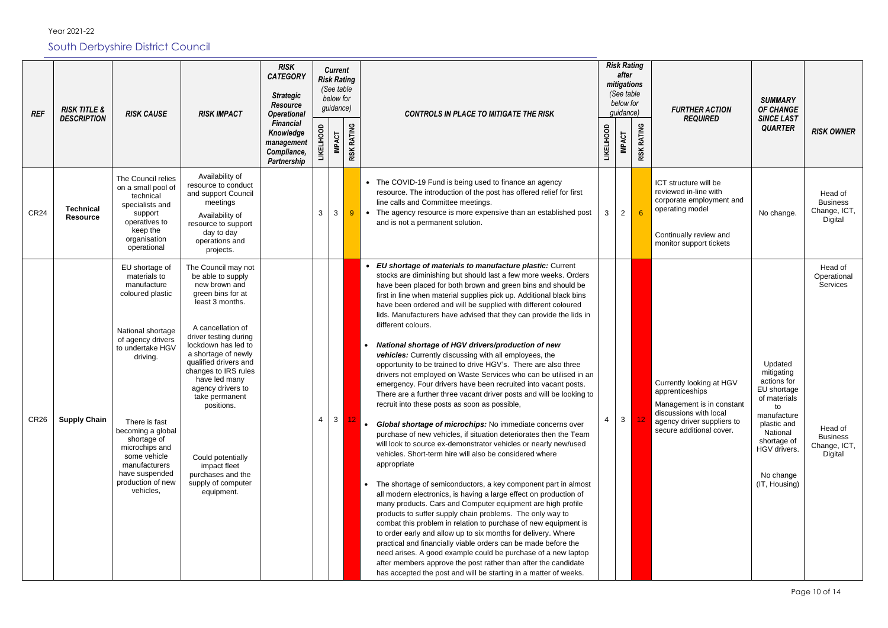Year 2021-22

## South Derbyshire District Council

| REF | RISK TITLE & DESCRIPTION | RISK CAUSE | RISK IMPACT | RISK CATEGORY *Strategic Resource Operational Financial Knowledge management Compliance, Partnership* | Current Risk Rating (See table below for guidance) | | | CONTROLS IN PLACE TO MITIGATE THE RISK | Risk Rating after mitigations (See table below for guidance) | | | FURTHER ACTION REQUIRED | SUMMARY OF CHANGE SINCE LAST QUARTER | RISK OWNER |
|---|---|---|---|---|---|---|---|---|---|---|---|---|---|---|
| | | | | | LIKELIHOOD | IMPACT | RISK RATING | | LIKELIHOOD | IMPACT | RISK RATING | | | |
| CR24 | **Technical Resource** | The Council relies on a small pool of technical specialists and support operatives to keep the organisation operational | Availability of resource to conduct and support Council meetings<br><br>Availability of resource to support day to day operations and projects. | | 3 | 3 | 9 | • The COVID-19 Fund is being used to finance an agency resource. The introduction of the post has offered relief for first line calls and Committee meetings.<br>• The agency resource is more expensive than an established post and is not a permanent solution. | 3 | 2 | 6 | ICT structure will be reviewed in-line with corporate employment and operating model<br><br>Continually review and monitor support tickets | No change. | Head of Business Change, ICT, Digital |
| CR26 | **Supply Chain** | EU shortage of materials to manufacture coloured plastic<br><br>National shortage of agency drivers to undertake HGV driving.<br><br>There is fast becoming a global shortage of microchips and some vehicle manufacturers have suspended production of new vehicles, | The Council may not be able to supply new brown and green bins for at least 3 months.<br><br>A cancellation of driver testing during lockdown has led to a shortage of newly qualified drivers and changes to IRS rules have led many agency drivers to take permanent positions.<br><br>Could potentially impact fleet purchases and the supply of computer equipment. | | 4 | 3 | 12 | • ***EU shortage of materials to manufacture plastic:*** Current stocks are diminishing but should last a few more weeks. Orders have been placed for both brown and green bins and should be first in line when material supplies pick up. Additional black bins have been ordered and will be supplied with different coloured lids. Manufacturers have advised that they can provide the lids in different colours.<br><br>• ***National shortage of HGV drivers/production of new vehicles:*** Currently discussing with all employees, the opportunity to be trained to drive HGV's. There are also three drivers not employed on Waste Services who can be utilised in an emergency. Four drivers have been recruited into vacant posts. There are a further three vacant driver posts and will be looking to recruit into these posts as soon as possible,<br><br>• ***Global shortage of microchips:*** No immediate concerns over purchase of new vehicles, if situation deteriorates then the Team will look to source ex-demonstrator vehicles or nearly new/used vehicles. Short-term hire will also be considered where appropriate<br><br>• The shortage of semiconductors, a key component part in almost all modern electronics, is having a large effect on production of many products. Cars and Computer equipment are high profile products to suffer supply chain problems. The only way to combat this problem in relation to purchase of new equipment is to order early and allow up to six months for delivery. Where practical and financially viable orders can be made before the need arises. A good example could be purchase of a new laptop after members approve the post rather than after the candidate has accepted the post and will be starting in a matter of weeks. | 4 | 3 | 12 | Currently looking at HGV apprenticeships<br><br>Management is in constant discussions with local agency driver suppliers to secure additional cover. | Updated mitigating actions for EU shortage of materials to manufacture plastic and National shortage of HGV drivers.<br><br>No change (IT, Housing) | Head of Operational Services<br><br>Head of Business Change, ICT, Digital |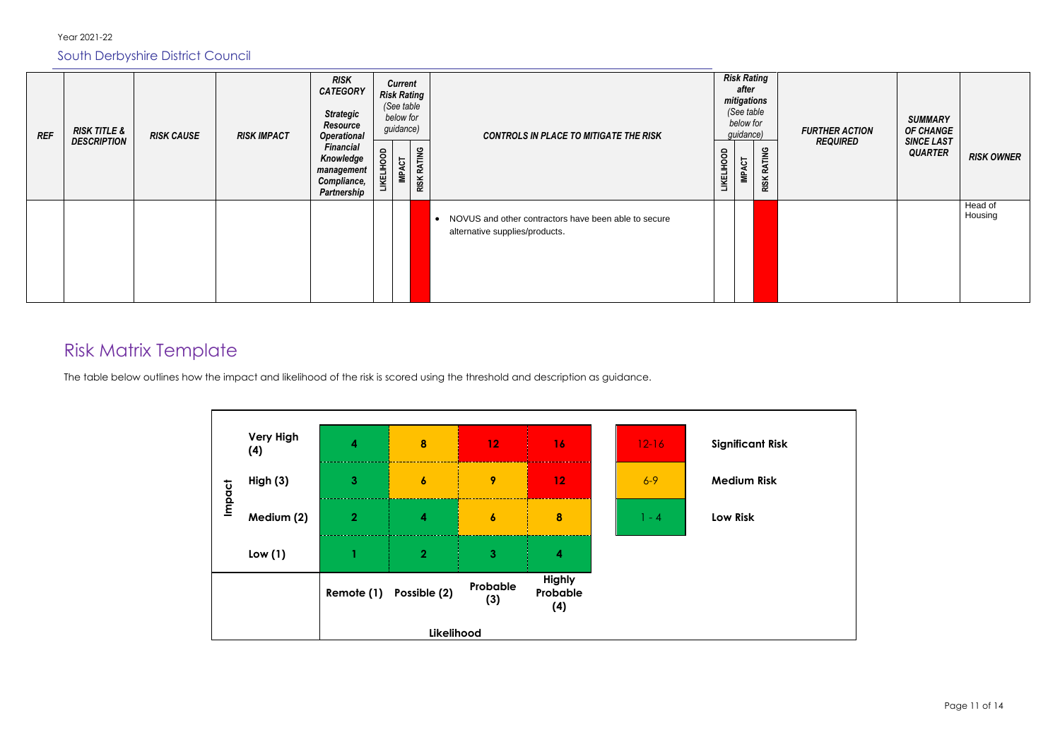Year 2021-22

South Derbyshire District Council

| REF | RISK TITLE & DESCRIPTION | RISK CAUSE | RISK IMPACT | RISK CATEGORY Strategic Resource Operational Financial Knowledge management Compliance, Partnership | Current Risk Rating (See table below for guidance) | | | CONTROLS IN PLACE TO MITIGATE THE RISK | Risk Rating after mitigations (See table below for guidance) | | | FURTHER ACTION REQUIRED | SUMMARY OF CHANGE SINCE LAST QUARTER | RISK OWNER |
|---|---|---|---|---|---|---|---|---|---|---|---|---|---|---|
| | | | | | LIKELIHOOD | IMPACT | RISK RATING | | LIKELIHOOD | IMPACT | RISK RATING | | | |
| | | | | | | | | • NOVUS and other contractors have been able to secure alternative supplies/products. | | | | | | Head of Housing |

## Risk Matrix Template

The table below outlines how the impact and likelihood of the risk is scored using the threshold and description as guidance.

| Impact | | | | | | |
|---|---|---|---|---|---|---|
| Very High (4) | 4 | 8 | 12 | 16 | 12-16 | **Significant Risk** |
| High (3) | 3 | 6 | 9 | 12 | 6-9 | **Medium Risk** |
| Medium (2) | 2 | 4 | 6 | 8 | 1 - 4 | **Low Risk** |
| Low (1) | 1 | 2 | 3 | 4 | | |
| | Remote (1) | Possible (2) | Probable (3) | Highly Probable (4) | | |
| | Likelihood | | | | | |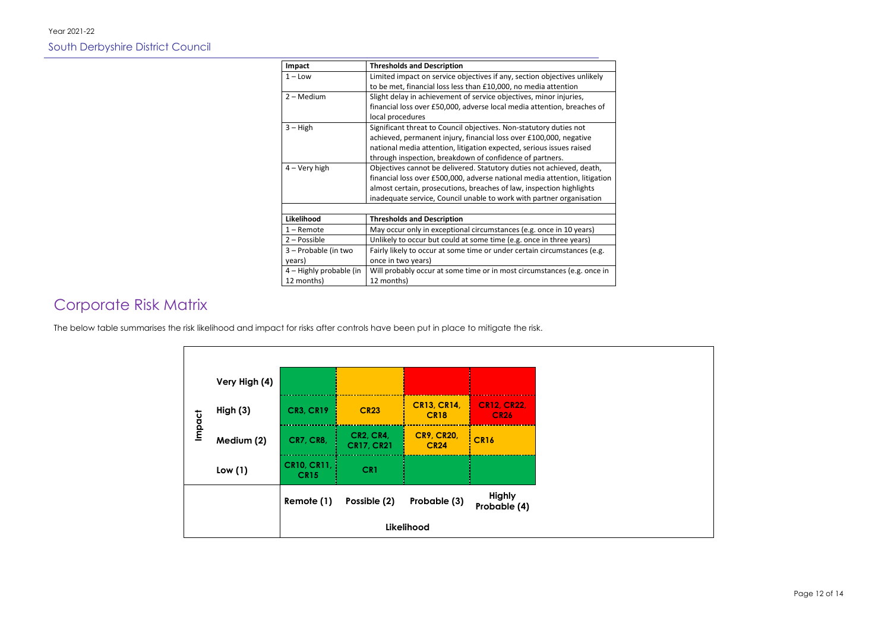| Impact | Thresholds and Description |
| --- | --- |
| 1 – Low | Limited impact on service objectives if any, section objectives unlikely to be met, financial loss less than £10,000, no media attention |
| 2 – Medium | Slight delay in achievement of service objectives, minor injuries, financial loss over £50,000, adverse local media attention, breaches of local procedures |
| 3 – High | Significant threat to Council objectives. Non-statutory duties not achieved, permanent injury, financial loss over £100,000, negative national media attention, litigation expected, serious issues raised through inspection, breakdown of confidence of partners. |
| 4 – Very high | Objectives cannot be delivered. Statutory duties not achieved, death, financial loss over £500,000, adverse national media attention, litigation almost certain, prosecutions, breaches of law, inspection highlights inadequate service, Council unable to work with partner organisation |

| Likelihood | Thresholds and Description |
| --- | --- |
| 1 – Remote | May occur only in exceptional circumstances (e.g. once in 10 years) |
| 2 – Possible | Unlikely to occur but could at some time (e.g. once in three years) |
| 3 – Probable (in two years) | Fairly likely to occur at some time or under certain circumstances (e.g. once in two years) |
| 4 – Highly probable (in 12 months) | Will probably occur at some time or in most circumstances (e.g. once in 12 months) |

# Corporate Risk Matrix

The below table summarises the risk likelihood and impact for risks after controls have been put in place to mitigate the risk.

| Impact | Remote (1) | Possible (2) | Probable (3) | Highly Probable (4) |
| --- | --- | --- | --- | --- |
| Very High (4) | | | | |
| High (3) | CR3, CR19 | CR23 | CR13, CR14, CR18 | CR12, CR22, CR26 |
| Medium (2) | CR7, CR8, | CR2, CR4, CR17, CR21 | CR9, CR20, CR24 | CR16 |
| Low (1) | CR10, CR11, CR15 | CR1 | | |

Likelihood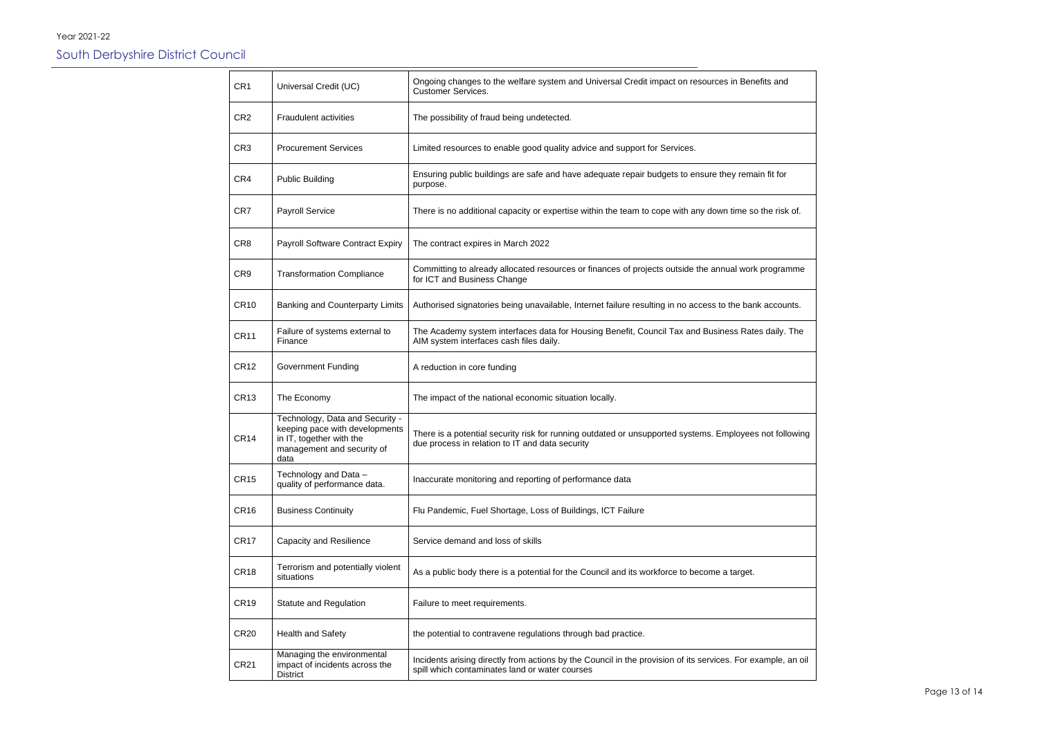| CR1 | Universal Credit (UC) | Ongoing changes to the welfare system and Universal Credit impact on resources in Benefits and Customer Services. |
|---|---|---|
| CR2 | Fraudulent activities | The possibility of fraud being undetected. |
| CR3 | Procurement Services | Limited resources to enable good quality advice and support for Services. |
| CR4 | Public Building | Ensuring public buildings are safe and have adequate repair budgets to ensure they remain fit for purpose. |
| CR7 | Payroll Service | There is no additional capacity or expertise within the team to cope with any down time so the risk of. |
| CR8 | Payroll Software Contract Expiry | The contract expires in March 2022 |
| CR9 | Transformation Compliance | Committing to already allocated resources or finances of projects outside the annual work programme for ICT and Business Change |
| CR10 | Banking and Counterparty Limits | Authorised signatories being unavailable, Internet failure resulting in no access to the bank accounts. |
| CR11 | Failure of systems external to Finance | The Academy system interfaces data for Housing Benefit, Council Tax and Business Rates daily. The AIM system interfaces cash files daily. |
| CR12 | Government Funding | A reduction in core funding |
| CR13 | The Economy | The impact of the national economic situation locally. |
| CR14 | Technology, Data and Security - keeping pace with developments in IT, together with the management and security of data | There is a potential security risk for running outdated or unsupported systems. Employees not following due process in relation to IT and data security |
| CR15 | Technology and Data – quality of performance data. | Inaccurate monitoring and reporting of performance data |
| CR16 | Business Continuity | Flu Pandemic, Fuel Shortage, Loss of Buildings, ICT Failure |
| CR17 | Capacity and Resilience | Service demand and loss of skills |
| CR18 | Terrorism and potentially violent situations | As a public body there is a potential for the Council and its workforce to become a target. |
| CR19 | Statute and Regulation | Failure to meet requirements. |
| CR20 | Health and Safety | the potential to contravene regulations through bad practice. |
| CR21 | Managing the environmental impact of incidents across the District | Incidents arising directly from actions by the Council in the provision of its services. For example, an oil spill which contaminates land or water courses |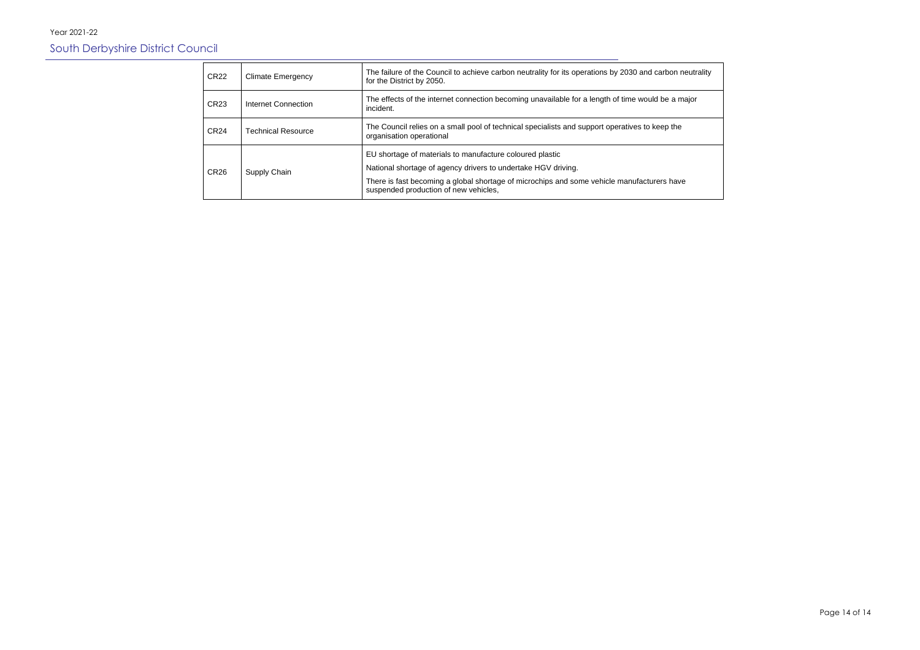| | | |
|---|---|---|
| CR22 | Climate Emergency | The failure of the Council to achieve carbon neutrality for its operations by 2030 and carbon neutrality for the District by 2050. |
| CR23 | Internet Connection | The effects of the internet connection becoming unavailable for a length of time would be a major incident. |
| CR24 | Technical Resource | The Council relies on a small pool of technical specialists and support operatives to keep the organisation operational |
| CR26 | Supply Chain | EU shortage of materials to manufacture coloured plastic<br>National shortage of agency drivers to undertake HGV driving.<br>There is fast becoming a global shortage of microchips and some vehicle manufacturers have suspended production of new vehicles, |